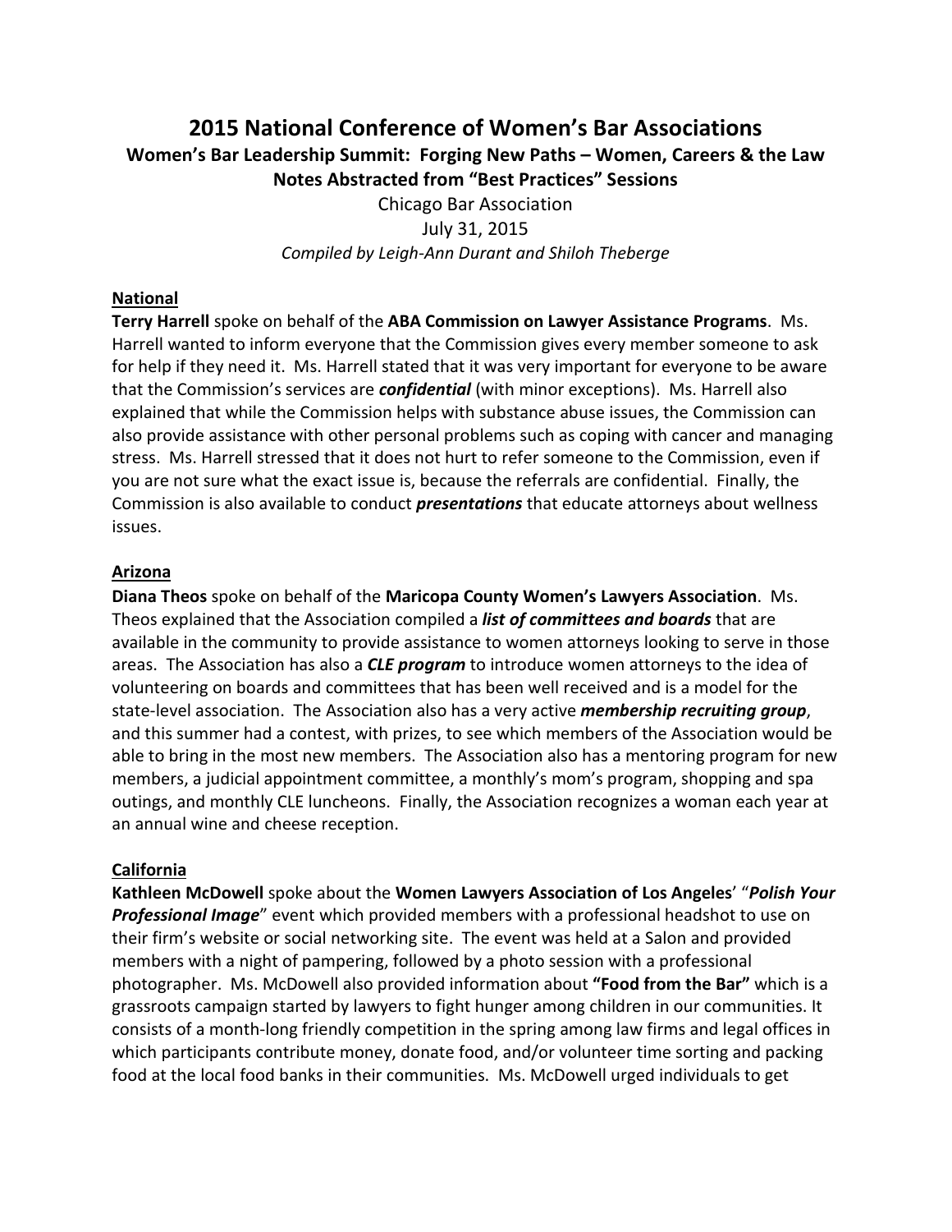# 2015 National Conference of Women's Bar Associations

## Women's Bar Leadership Summit: Forging New Paths – Women, Careers & the Law

## Notes Abstracted from "Best Practices" Sessions

Chicago Bar Association

July 31, 2015

*Compiled by Leigh-Ann Durant and Shiloh Theberge*

### National

**Terry Harrell** spoke on behalf of the **ABA Commission on Lawyer Assistance Programs**. Ms. Harrell wanted to inform everyone that the Commission gives every member someone to ask for help if they need it. Ms. Harrell stated that it was very important for everyone to be aware that the Commission's services are ***confidential*** (with minor exceptions). Ms. Harrell also explained that while the Commission helps with substance abuse issues, the Commission can also provide assistance with other personal problems such as coping with cancer and managing stress. Ms. Harrell stressed that it does not hurt to refer someone to the Commission, even if you are not sure what the exact issue is, because the referrals are confidential. Finally, the Commission is also available to conduct ***presentations*** that educate attorneys about wellness issues.

### Arizona

**Diana Theos** spoke on behalf of the **Maricopa County Women's Lawyers Association**. Ms. Theos explained that the Association compiled a ***list of committees and boards*** that are available in the community to provide assistance to women attorneys looking to serve in those areas. The Association has also a ***CLE program*** to introduce women attorneys to the idea of volunteering on boards and committees that has been well received and is a model for the state-level association. The Association also has a very active ***membership recruiting group***, and this summer had a contest, with prizes, to see which members of the Association would be able to bring in the most new members. The Association also has a mentoring program for new members, a judicial appointment committee, a monthly's mom's program, shopping and spa outings, and monthly CLE luncheons. Finally, the Association recognizes a woman each year at an annual wine and cheese reception.

### California

**Kathleen McDowell** spoke about the **Women Lawyers Association of Los Angeles**' "***Polish Your Professional Image***" event which provided members with a professional headshot to use on their firm's website or social networking site. The event was held at a Salon and provided members with a night of pampering, followed by a photo session with a professional photographer. Ms. McDowell also provided information about **"Food from the Bar"** which is a grassroots campaign started by lawyers to fight hunger among children in our communities. It consists of a month-long friendly competition in the spring among law firms and legal offices in which participants contribute money, donate food, and/or volunteer time sorting and packing food at the local food banks in their communities. Ms. McDowell urged individuals to get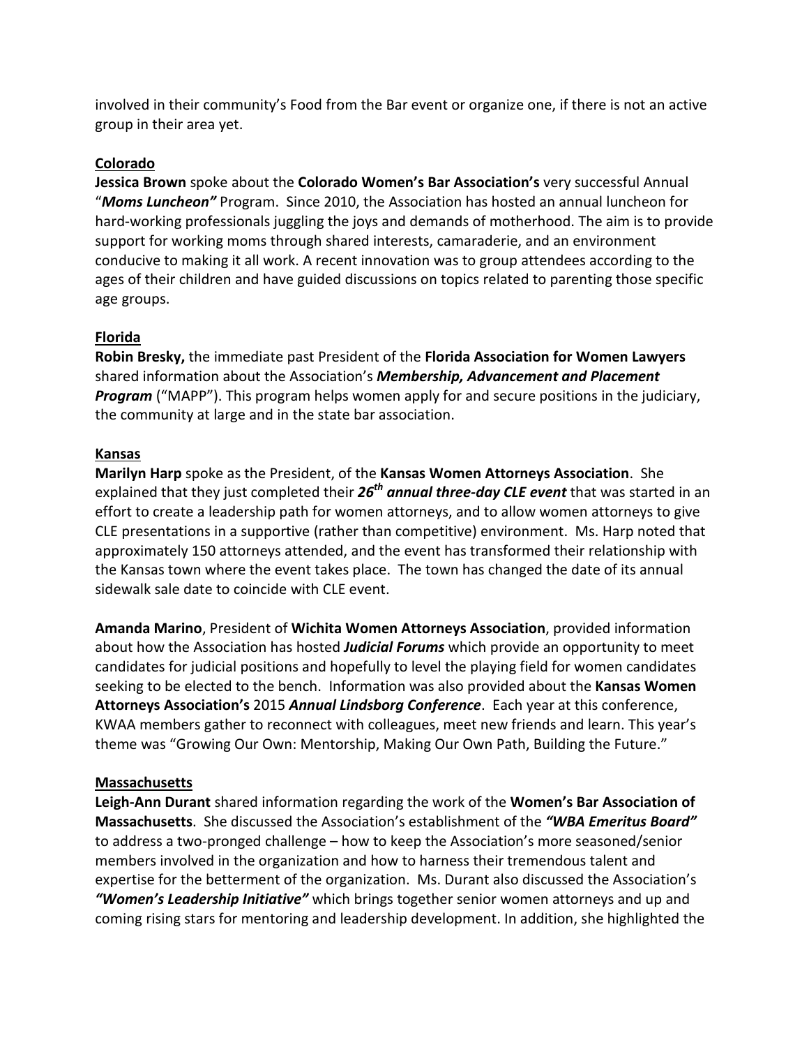involved in their community's Food from the Bar event or organize one, if there is not an active group in their area yet.

**Colorado**

**Jessica Brown** spoke about the **Colorado Women's Bar Association's** very successful Annual "***Moms Luncheon"*** Program. Since 2010, the Association has hosted an annual luncheon for hard-working professionals juggling the joys and demands of motherhood. The aim is to provide support for working moms through shared interests, camaraderie, and an environment conducive to making it all work. A recent innovation was to group attendees according to the ages of their children and have guided discussions on topics related to parenting those specific age groups.

**Florida**

**Robin Bresky,** the immediate past President of the **Florida Association for Women Lawyers** shared information about the Association's ***Membership, Advancement and Placement Program*** ("MAPP"). This program helps women apply for and secure positions in the judiciary, the community at large and in the state bar association.

**Kansas**

**Marilyn Harp** spoke as the President, of the **Kansas Women Attorneys Association**. She explained that they just completed their ***26th annual three-day CLE event*** that was started in an effort to create a leadership path for women attorneys, and to allow women attorneys to give CLE presentations in a supportive (rather than competitive) environment. Ms. Harp noted that approximately 150 attorneys attended, and the event has transformed their relationship with the Kansas town where the event takes place. The town has changed the date of its annual sidewalk sale date to coincide with CLE event.

**Amanda Marino**, President of **Wichita Women Attorneys Association**, provided information about how the Association has hosted ***Judicial Forums*** which provide an opportunity to meet candidates for judicial positions and hopefully to level the playing field for women candidates seeking to be elected to the bench. Information was also provided about the **Kansas Women Attorneys Association's** 2015 ***Annual Lindsborg Conference***. Each year at this conference, KWAA members gather to reconnect with colleagues, meet new friends and learn. This year's theme was "Growing Our Own: Mentorship, Making Our Own Path, Building the Future."

**Massachusetts**

**Leigh-Ann Durant** shared information regarding the work of the **Women's Bar Association of Massachusetts**. She discussed the Association's establishment of the ***"WBA Emeritus Board"*** to address a two-pronged challenge – how to keep the Association's more seasoned/senior members involved in the organization and how to harness their tremendous talent and expertise for the betterment of the organization. Ms. Durant also discussed the Association's ***"Women's Leadership Initiative"*** which brings together senior women attorneys and up and coming rising stars for mentoring and leadership development. In addition, she highlighted the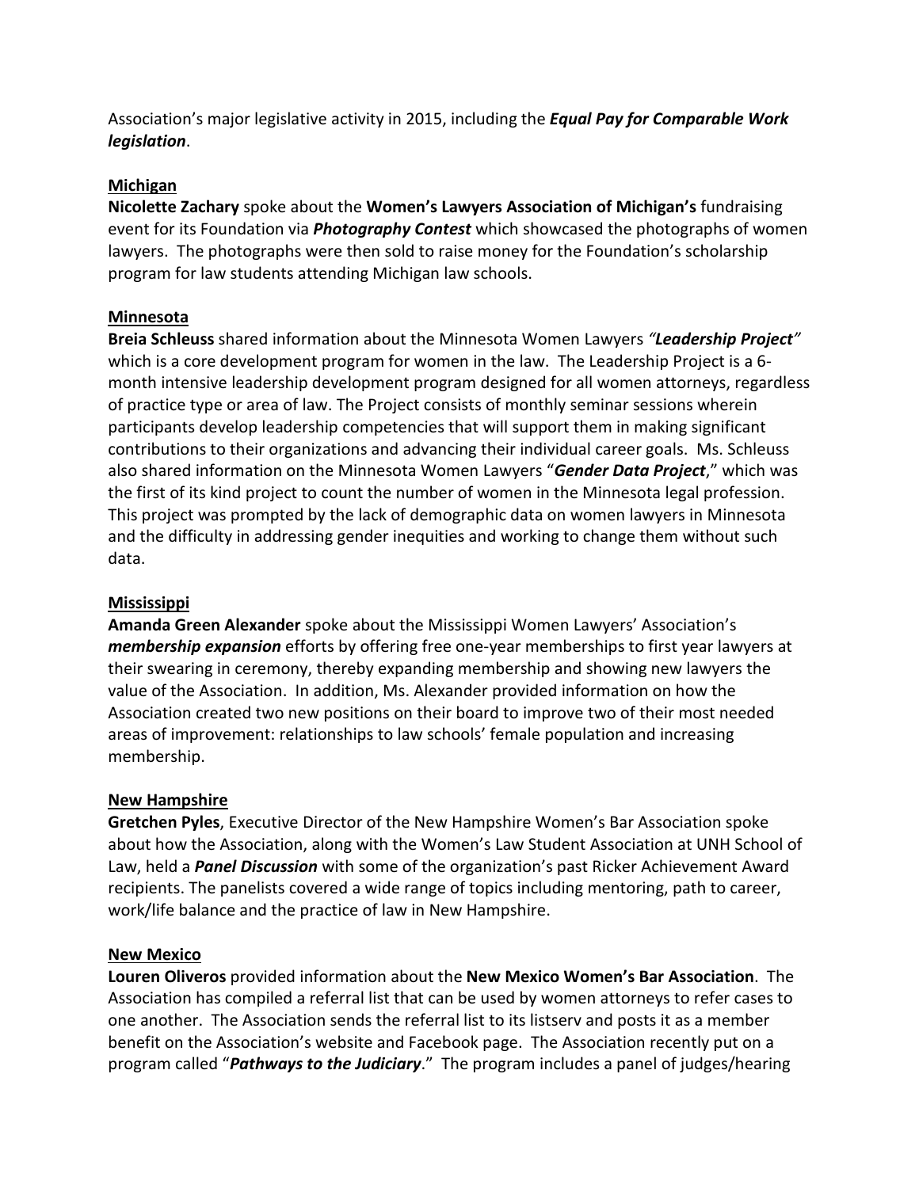Association's major legislative activity in 2015, including the ***Equal Pay for Comparable Work legislation***.

**Michigan**

**Nicolette Zachary** spoke about the **Women's Lawyers Association of Michigan's** fundraising event for its Foundation via ***Photography Contest*** which showcased the photographs of women lawyers. The photographs were then sold to raise money for the Foundation's scholarship program for law students attending Michigan law schools.

**Minnesota**

**Breia Schleuss** shared information about the Minnesota Women Lawyers *"**Leadership Project**"* which is a core development program for women in the law. The Leadership Project is a 6-month intensive leadership development program designed for all women attorneys, regardless of practice type or area of law. The Project consists of monthly seminar sessions wherein participants develop leadership competencies that will support them in making significant contributions to their organizations and advancing their individual career goals. Ms. Schleuss also shared information on the Minnesota Women Lawyers "***Gender Data Project***," which was the first of its kind project to count the number of women in the Minnesota legal profession. This project was prompted by the lack of demographic data on women lawyers in Minnesota and the difficulty in addressing gender inequities and working to change them without such data.

**Mississippi**

**Amanda Green Alexander** spoke about the Mississippi Women Lawyers' Association's ***membership expansion*** efforts by offering free one-year memberships to first year lawyers at their swearing in ceremony, thereby expanding membership and showing new lawyers the value of the Association. In addition, Ms. Alexander provided information on how the Association created two new positions on their board to improve two of their most needed areas of improvement: relationships to law schools' female population and increasing membership.

**New Hampshire**

**Gretchen Pyles**, Executive Director of the New Hampshire Women's Bar Association spoke about how the Association, along with the Women's Law Student Association at UNH School of Law, held a ***Panel Discussion*** with some of the organization's past Ricker Achievement Award recipients. The panelists covered a wide range of topics including mentoring, path to career, work/life balance and the practice of law in New Hampshire.

**New Mexico**

**Louren Oliveros** provided information about the **New Mexico Women's Bar Association**. The Association has compiled a referral list that can be used by women attorneys to refer cases to one another. The Association sends the referral list to its listserv and posts it as a member benefit on the Association's website and Facebook page. The Association recently put on a program called "***Pathways to the Judiciary***." The program includes a panel of judges/hearing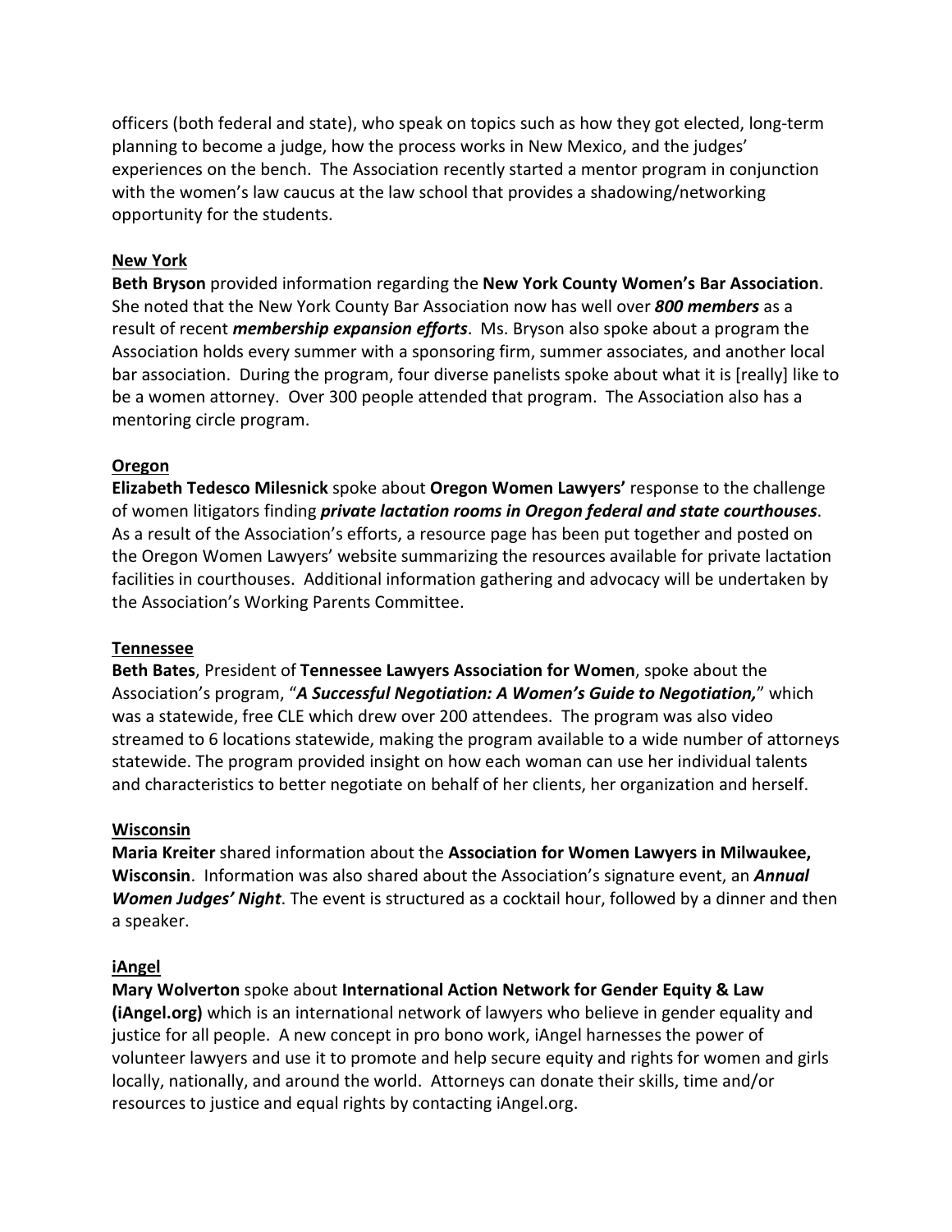officers (both federal and state), who speak on topics such as how they got elected, long-term planning to become a judge, how the process works in New Mexico, and the judges' experiences on the bench. The Association recently started a mentor program in conjunction with the women's law caucus at the law school that provides a shadowing/networking opportunity for the students.

### New York

**Beth Bryson** provided information regarding the **New York County Women's Bar Association**. She noted that the New York County Bar Association now has well over ***800 members*** as a result of recent ***membership expansion efforts***. Ms. Bryson also spoke about a program the Association holds every summer with a sponsoring firm, summer associates, and another local bar association. During the program, four diverse panelists spoke about what it is [really] like to be a women attorney. Over 300 people attended that program. The Association also has a mentoring circle program.

### Oregon

**Elizabeth Tedesco Milesnick** spoke about **Oregon Women Lawyers'** response to the challenge of women litigators finding ***private lactation rooms in Oregon federal and state courthouses***. As a result of the Association's efforts, a resource page has been put together and posted on the Oregon Women Lawyers' website summarizing the resources available for private lactation facilities in courthouses. Additional information gathering and advocacy will be undertaken by the Association's Working Parents Committee.

### Tennessee

**Beth Bates**, President of **Tennessee Lawyers Association for Women**, spoke about the Association's program, "***A Successful Negotiation: A Women's Guide to Negotiation,***" which was a statewide, free CLE which drew over 200 attendees. The program was also video streamed to 6 locations statewide, making the program available to a wide number of attorneys statewide. The program provided insight on how each woman can use her individual talents and characteristics to better negotiate on behalf of her clients, her organization and herself.

### Wisconsin

**Maria Kreiter** shared information about the **Association for Women Lawyers in Milwaukee, Wisconsin**. Information was also shared about the Association's signature event, an ***Annual Women Judges' Night***. The event is structured as a cocktail hour, followed by a dinner and then a speaker.

### iAngel

**Mary Wolverton** spoke about **International Action Network for Gender Equity & Law (iAngel.org)** which is an international network of lawyers who believe in gender equality and justice for all people. A new concept in pro bono work, iAngel harnesses the power of volunteer lawyers and use it to promote and help secure equity and rights for women and girls locally, nationally, and around the world. Attorneys can donate their skills, time and/or resources to justice and equal rights by contacting iAngel.org.